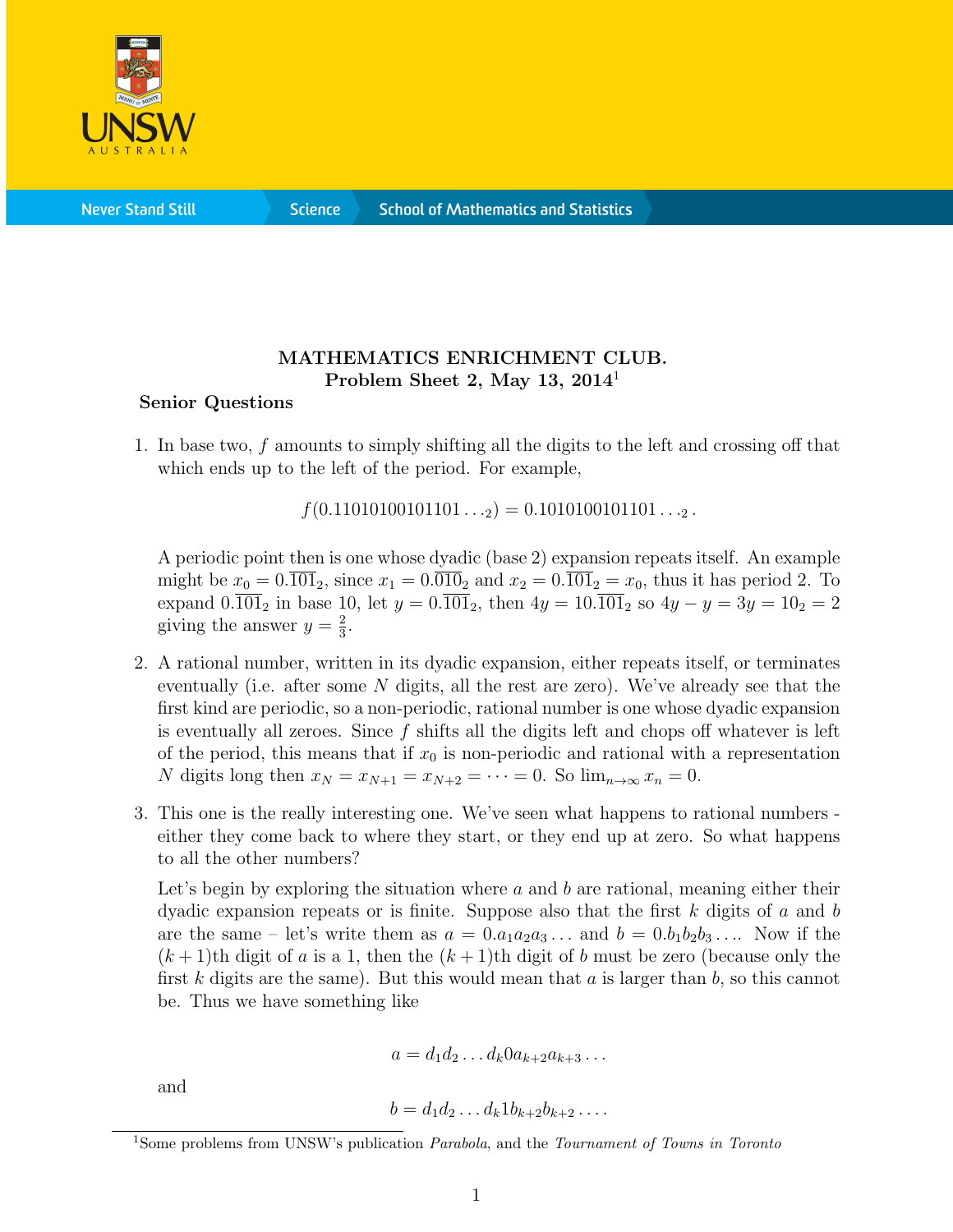**MATHEMATICS ENRICHMENT CLUB.**
**Problem Sheet 2, May 13, 2014**[1]

**Senior Questions**

1. In base two, $f$ amounts to simply shifting all the digits to the left and crossing off that which ends up to the left of the period. For example,

$$f(0.11010100101101\ldots_2) = 0.1010100101101\ldots_2 .$$

A periodic point then is one whose dyadic (base 2) expansion repeats itself. An example might be $x_0 = 0.\overline{101}_2$, since $x_1 = 0.\overline{010}_2$ and $x_2 = 0.\overline{101}_2 = x_0$, thus it has period 2. To expand $0.\overline{101}_2$ in base 10, let $y = 0.\overline{101}_2$, then $4y = 10.\overline{101}_2$ so $4y - y = 3y = 10_2 = 2$ giving the answer $y = \frac{2}{3}$.

2. A rational number, written in its dyadic expansion, either repeats itself, or terminates eventually (i.e. after some $N$ digits, all the rest are zero). We've already see that the first kind are periodic, so a non-periodic, rational number is one whose dyadic expansion is eventually all zeroes. Since $f$ shifts all the digits left and chops off whatever is left of the period, this means that if $x_0$ is non-periodic and rational with a representation $N$ digits long then $x_N = x_{N+1} = x_{N+2} = \cdots = 0$. So $\lim_{n\to\infty} x_n = 0$.

3. This one is the really interesting one. We've seen what happens to rational numbers - either they come back to where they start, or they end up at zero. So what happens to all the other numbers?

Let's begin by exploring the situation where $a$ and $b$ are rational, meaning either their dyadic expansion repeats or is finite. Suppose also that the first $k$ digits of $a$ and $b$ are the same – let's write them as $a = 0.a_1a_2a_3\ldots$ and $b = 0.b_1b_2b_3\ldots$. Now if the $(k+1)$th digit of $a$ is a 1, then the $(k+1)$th digit of $b$ must be zero (because only the first $k$ digits are the same). But this would mean that $a$ is larger than $b$, so this cannot be. Thus we have something like

$$a = d_1d_2\ldots d_k0a_{k+2}a_{k+3}\ldots$$

and

$$b = d_1d_2\ldots d_k1b_{k+2}b_{k+2}\ldots .$$

[1] Some problems from UNSW's publication *Parabola*, and the *Tournament of Towns in Toronto*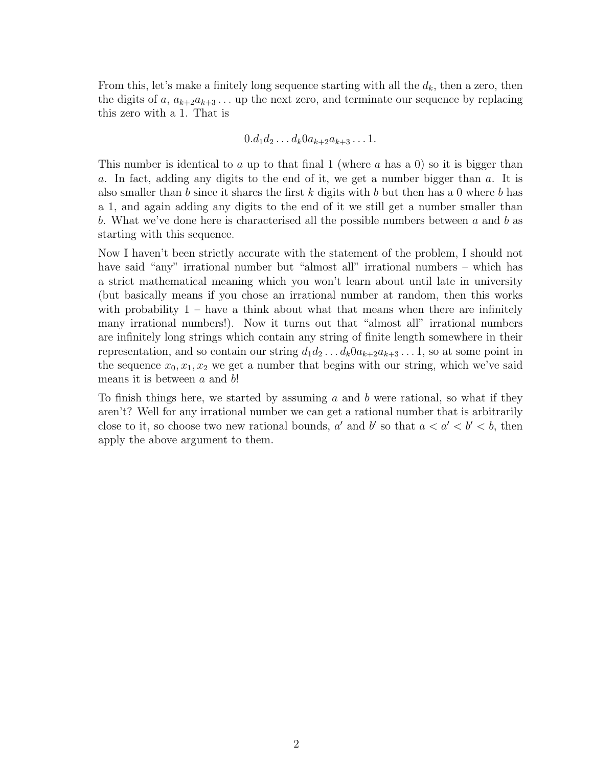From this, let's make a finitely long sequence starting with all the $d_k$, then a zero, then the digits of $a$, $a_{k+2}a_{k+3}\ldots$ up the next zero, and terminate our sequence by replacing this zero with a 1. That is

$$0.d_1d_2\ldots d_k0a_{k+2}a_{k+3}\ldots 1.$$

This number is identical to $a$ up to that final 1 (where $a$ has a 0) so it is bigger than $a$. In fact, adding any digits to the end of it, we get a number bigger than $a$. It is also smaller than $b$ since it shares the first $k$ digits with $b$ but then has a 0 where $b$ has a 1, and again adding any digits to the end of it we still get a number smaller than $b$. What we've done here is characterised all the possible numbers between $a$ and $b$ as starting with this sequence.

Now I haven't been strictly accurate with the statement of the problem, I should not have said "any" irrational number but "almost all" irrational numbers – which has a strict mathematical meaning which you won't learn about until late in university (but basically means if you chose an irrational number at random, then this works with probability 1 – have a think about what that means when there are infinitely many irrational numbers!). Now it turns out that "almost all" irrational numbers are infinitely long strings which contain any string of finite length somewhere in their representation, and so contain our string $d_1d_2\ldots d_k0a_{k+2}a_{k+3}\ldots 1$, so at some point in the sequence $x_0, x_1, x_2$ we get a number that begins with our string, which we've said means it is between $a$ and $b$!

To finish things here, we started by assuming $a$ and $b$ were rational, so what if they aren't? Well for any irrational number we can get a rational number that is arbitrarily close to it, so choose two new rational bounds, $a'$ and $b'$ so that $a < a' < b' < b$, then apply the above argument to them.